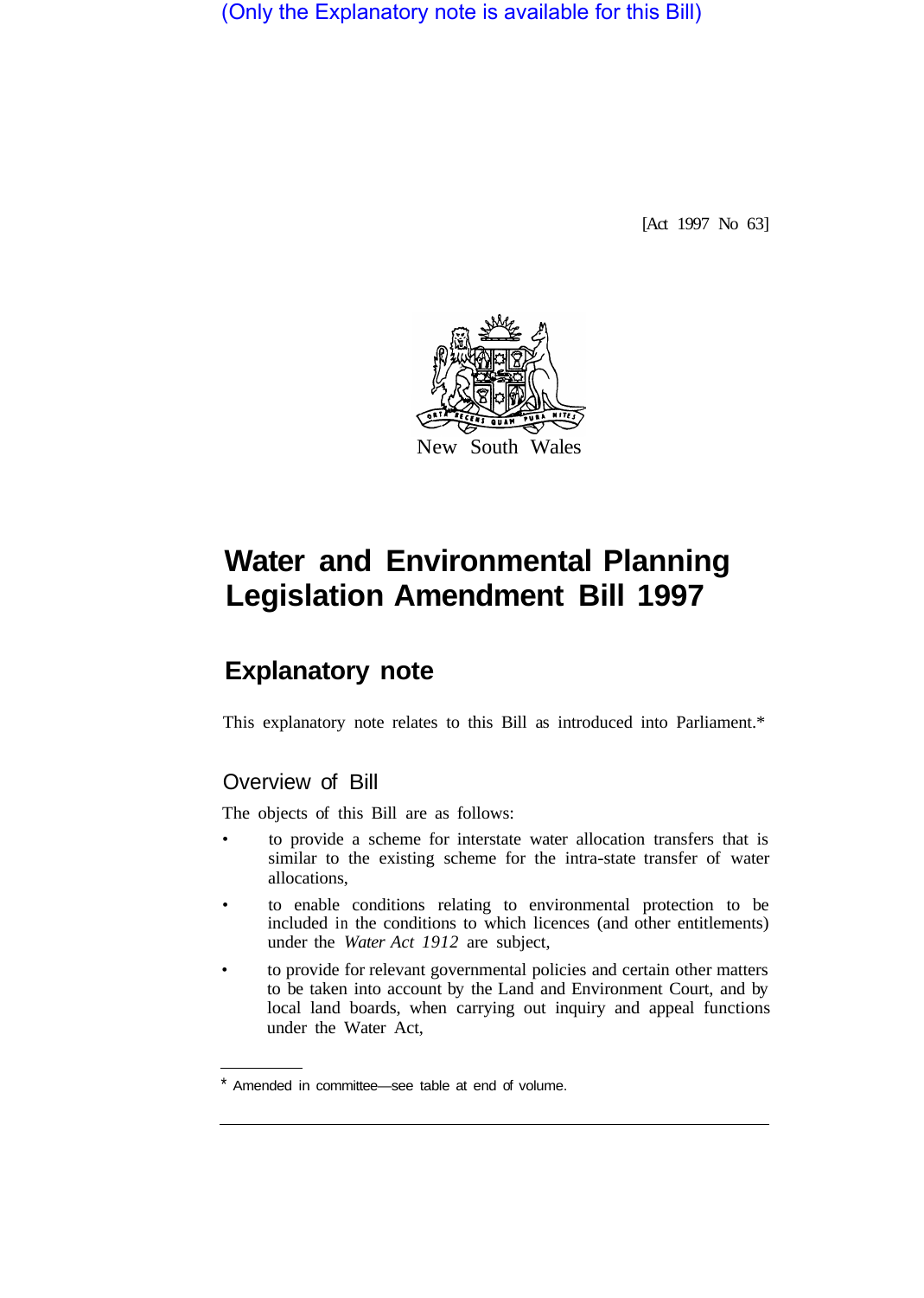(Only the Explanatory note is available for this Bill)

[Act 1997 No 63]

New South Wales

# Water and Environmental Planning Legislation Amendment Bill 1997

## Explanatory note

This explanatory note relates to this Bill as introduced into Parliament.*

### Overview of Bill

The objects of this Bill are as follows:

- to provide a scheme for interstate water allocation transfers that is similar to the existing scheme for the intra-state transfer of water allocations,
- to enable conditions relating to environmental protection to be included in the conditions to which licences (and other entitlements) under the *Water Act 1912* are subject,
- to provide for relevant governmental policies and certain other matters to be taken into account by the Land and Environment Court, and by local land boards, when carrying out inquiry and appeal functions under the Water Act,

* Amended in committee—see table at end of volume.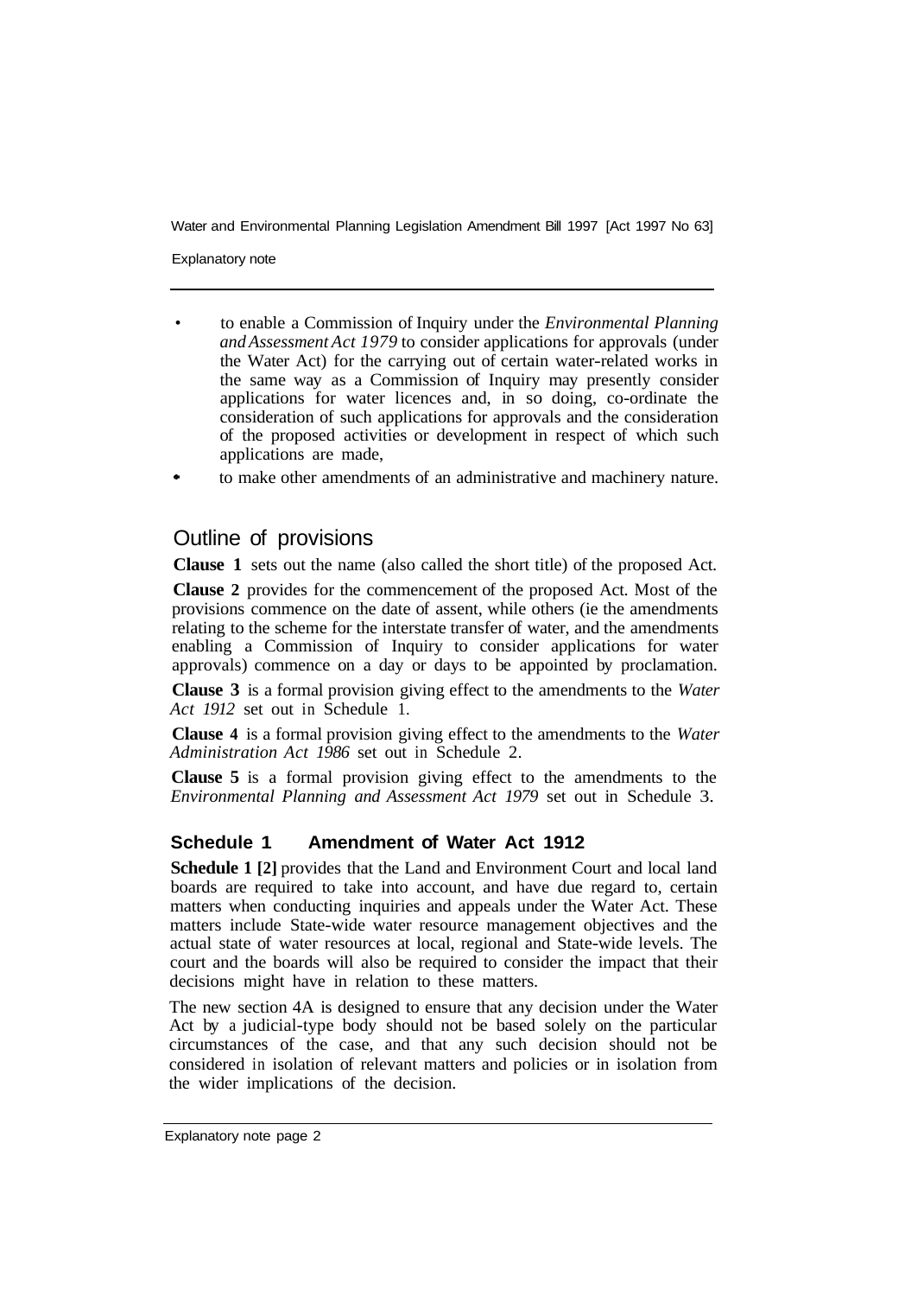- to enable a Commission of Inquiry under the *Environmental Planning and Assessment Act 1979* to consider applications for approvals (under the Water Act) for the carrying out of certain water-related works in the same way as a Commission of Inquiry may presently consider applications for water licences and, in so doing, co-ordinate the consideration of such applications for approvals and the consideration of the proposed activities or development in respect of which such applications are made,
- to make other amendments of an administrative and machinery nature.

## Outline of provisions

**Clause 1** sets out the name (also called the short title) of the proposed Act.

**Clause 2** provides for the commencement of the proposed Act. Most of the provisions commence on the date of assent, while others (ie the amendments relating to the scheme for the interstate transfer of water, and the amendments enabling a Commission of Inquiry to consider applications for water approvals) commence on a day or days to be appointed by proclamation.

**Clause 3** is a formal provision giving effect to the amendments to the *Water Act 1912* set out in Schedule 1.

**Clause 4** is a formal provision giving effect to the amendments to the *Water Administration Act 1986* set out in Schedule 2.

**Clause 5** is a formal provision giving effect to the amendments to the *Environmental Planning and Assessment Act 1979* set out in Schedule 3.

### Schedule 1 Amendment of Water Act 1912

**Schedule 1 [2]** provides that the Land and Environment Court and local land boards are required to take into account, and have due regard to, certain matters when conducting inquiries and appeals under the Water Act. These matters include State-wide water resource management objectives and the actual state of water resources at local, regional and State-wide levels. The court and the boards will also be required to consider the impact that their decisions might have in relation to these matters.

The new section 4A is designed to ensure that any decision under the Water Act by a judicial-type body should not be based solely on the particular circumstances of the case, and that any such decision should not be considered in isolation of relevant matters and policies or in isolation from the wider implications of the decision.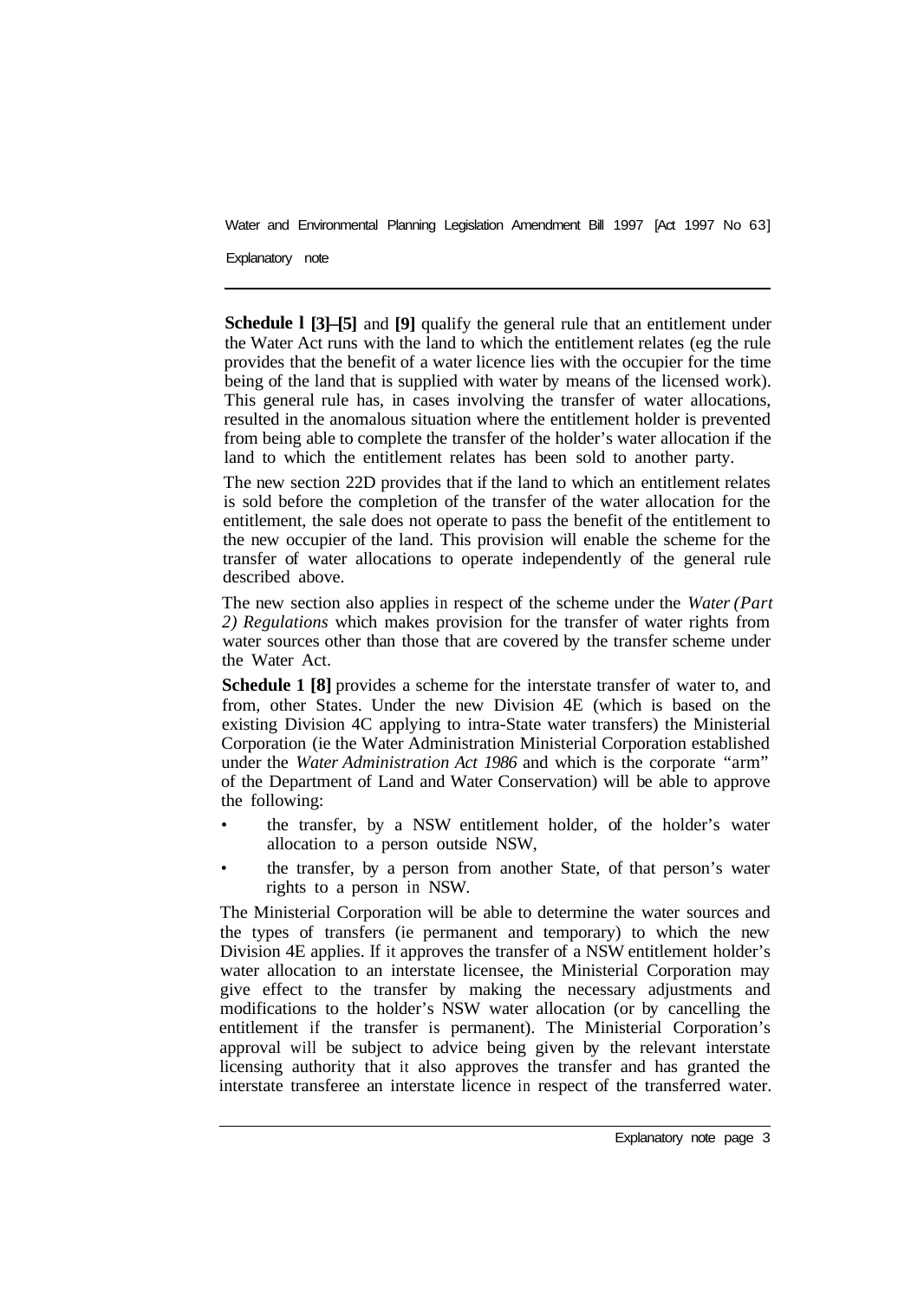**Schedule 1 [3]–[5]** and **[9]** qualify the general rule that an entitlement under the Water Act runs with the land to which the entitlement relates (eg the rule provides that the benefit of a water licence lies with the occupier for the time being of the land that is supplied with water by means of the licensed work). This general rule has, in cases involving the transfer of water allocations, resulted in the anomalous situation where the entitlement holder is prevented from being able to complete the transfer of the holder's water allocation if the land to which the entitlement relates has been sold to another party.

The new section 22D provides that if the land to which an entitlement relates is sold before the completion of the transfer of the water allocation for the entitlement, the sale does not operate to pass the benefit of the entitlement to the new occupier of the land. This provision will enable the scheme for the transfer of water allocations to operate independently of the general rule described above.

The new section also applies in respect of the scheme under the *Water (Part 2) Regulations* which makes provision for the transfer of water rights from water sources other than those that are covered by the transfer scheme under the Water Act.

**Schedule 1 [8]** provides a scheme for the interstate transfer of water to, and from, other States. Under the new Division 4E (which is based on the existing Division 4C applying to intra-State water transfers) the Ministerial Corporation (ie the Water Administration Ministerial Corporation established under the *Water Administration Act 1986* and which is the corporate "arm" of the Department of Land and Water Conservation) will be able to approve the following:

- the transfer, by a NSW entitlement holder, of the holder's water allocation to a person outside NSW,
- the transfer, by a person from another State, of that person's water rights to a person in NSW.

The Ministerial Corporation will be able to determine the water sources and the types of transfers (ie permanent and temporary) to which the new Division 4E applies. If it approves the transfer of a NSW entitlement holder's water allocation to an interstate licensee, the Ministerial Corporation may give effect to the transfer by making the necessary adjustments and modifications to the holder's NSW water allocation (or by cancelling the entitlement if the transfer is permanent). The Ministerial Corporation's approval will be subject to advice being given by the relevant interstate licensing authority that it also approves the transfer and has granted the interstate transferee an interstate licence in respect of the transferred water.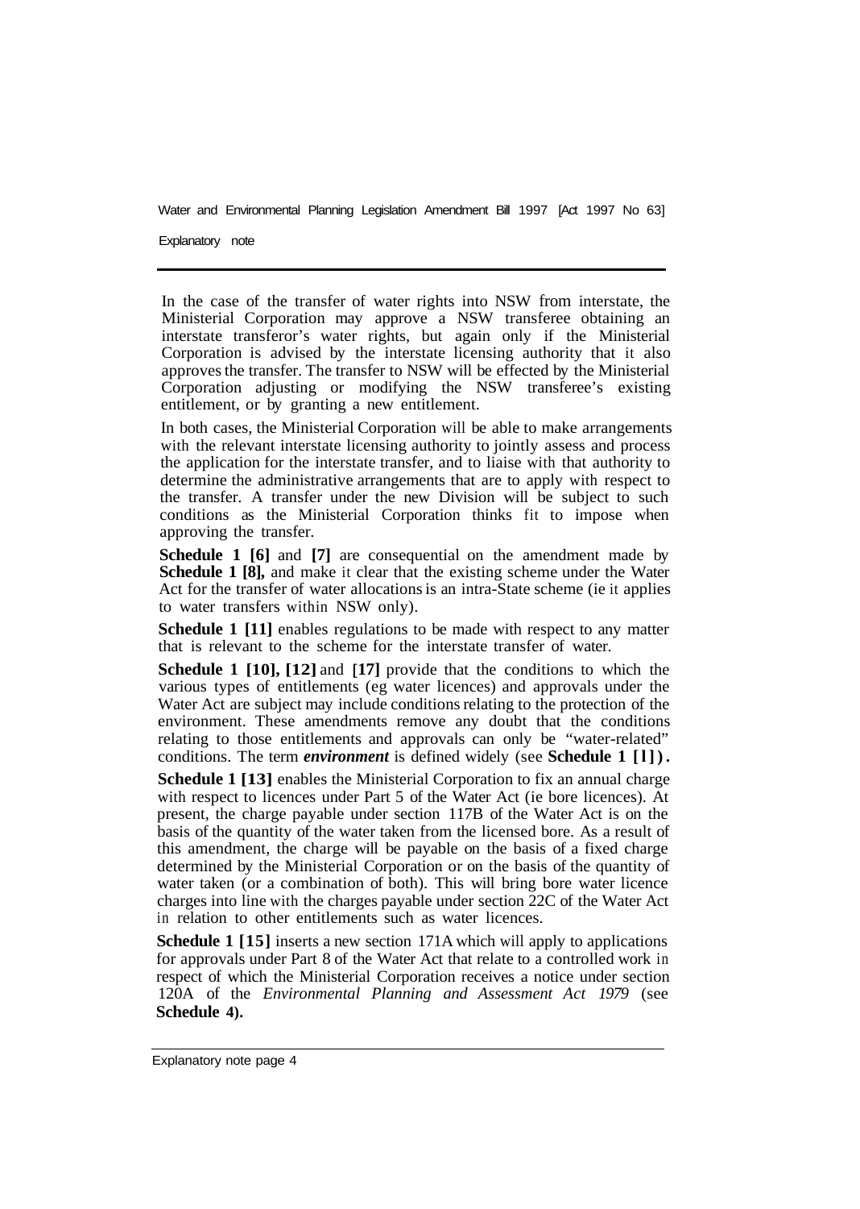In the case of the transfer of water rights into NSW from interstate, the Ministerial Corporation may approve a NSW transferee obtaining an interstate transferor's water rights, but again only if the Ministerial Corporation is advised by the interstate licensing authority that it also approves the transfer. The transfer to NSW will be effected by the Ministerial Corporation adjusting or modifying the NSW transferee's existing entitlement, or by granting a new entitlement.

In both cases, the Ministerial Corporation will be able to make arrangements with the relevant interstate licensing authority to jointly assess and process the application for the interstate transfer, and to liaise with that authority to determine the administrative arrangements that are to apply with respect to the transfer. A transfer under the new Division will be subject to such conditions as the Ministerial Corporation thinks fit to impose when approving the transfer.

**Schedule 1 [6]** and **[7]** are consequential on the amendment made by **Schedule 1 [8],** and make it clear that the existing scheme under the Water Act for the transfer of water allocations is an intra-State scheme (ie it applies to water transfers within NSW only).

**Schedule 1 [11]** enables regulations to be made with respect to any matter that is relevant to the scheme for the interstate transfer of water.

**Schedule 1 [10], [12]** and **[17]** provide that the conditions to which the various types of entitlements (eg water licences) and approvals under the Water Act are subject may include conditions relating to the protection of the environment. These amendments remove any doubt that the conditions relating to those entitlements and approvals can only be "water-related" conditions. The term ***environment*** is defined widely (see **Schedule 1 [1]).**

**Schedule 1 [13]** enables the Ministerial Corporation to fix an annual charge with respect to licences under Part 5 of the Water Act (ie bore licences). At present, the charge payable under section 117B of the Water Act is on the basis of the quantity of the water taken from the licensed bore. As a result of this amendment, the charge will be payable on the basis of a fixed charge determined by the Ministerial Corporation or on the basis of the quantity of water taken (or a combination of both). This will bring bore water licence charges into line with the charges payable under section 22C of the Water Act in relation to other entitlements such as water licences.

**Schedule 1 [15]** inserts a new section 171A which will apply to applications for approvals under Part 8 of the Water Act that relate to a controlled work in respect of which the Ministerial Corporation receives a notice under section 120A of the *Environmental Planning and Assessment Act 1979* (see **Schedule 4).**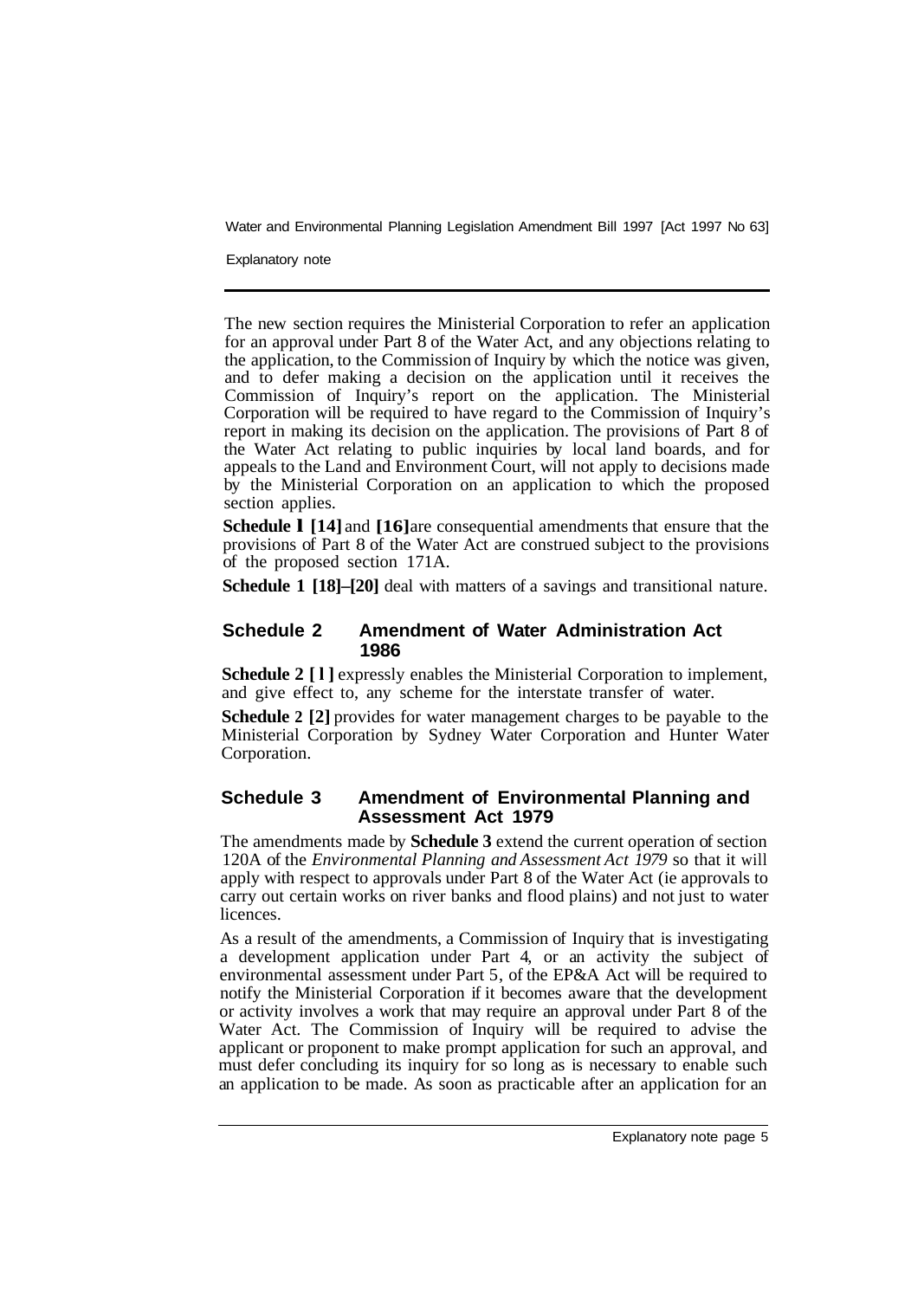The new section requires the Ministerial Corporation to refer an application for an approval under Part 8 of the Water Act, and any objections relating to the application, to the Commission of Inquiry by which the notice was given, and to defer making a decision on the application until it receives the Commission of Inquiry's report on the application. The Ministerial Corporation will be required to have regard to the Commission of Inquiry's report in making its decision on the application. The provisions of Part 8 of the Water Act relating to public inquiries by local land boards, and for appeals to the Land and Environment Court, will not apply to decisions made by the Ministerial Corporation on an application to which the proposed section applies.

**Schedule 1 [14]** and **[16]** are consequential amendments that ensure that the provisions of Part 8 of the Water Act are construed subject to the provisions of the proposed section 171A.

**Schedule 1 [18]–[20]** deal with matters of a savings and transitional nature.

## Schedule 2 Amendment of Water Administration Act 1986

**Schedule 2 [1]** expressly enables the Ministerial Corporation to implement, and give effect to, any scheme for the interstate transfer of water.

**Schedule 2 [2]** provides for water management charges to be payable to the Ministerial Corporation by Sydney Water Corporation and Hunter Water Corporation.

## Schedule 3 Amendment of Environmental Planning and Assessment Act 1979

The amendments made by **Schedule 3** extend the current operation of section 120A of the *Environmental Planning and Assessment Act 1979* so that it will apply with respect to approvals under Part 8 of the Water Act (ie approvals to carry out certain works on river banks and flood plains) and not just to water licences.

As a result of the amendments, a Commission of Inquiry that is investigating a development application under Part 4, or an activity the subject of environmental assessment under Part 5, of the EP&A Act will be required to notify the Ministerial Corporation if it becomes aware that the development or activity involves a work that may require an approval under Part 8 of the Water Act. The Commission of Inquiry will be required to advise the applicant or proponent to make prompt application for such an approval, and must defer concluding its inquiry for so long as is necessary to enable such an application to be made. As soon as practicable after an application for an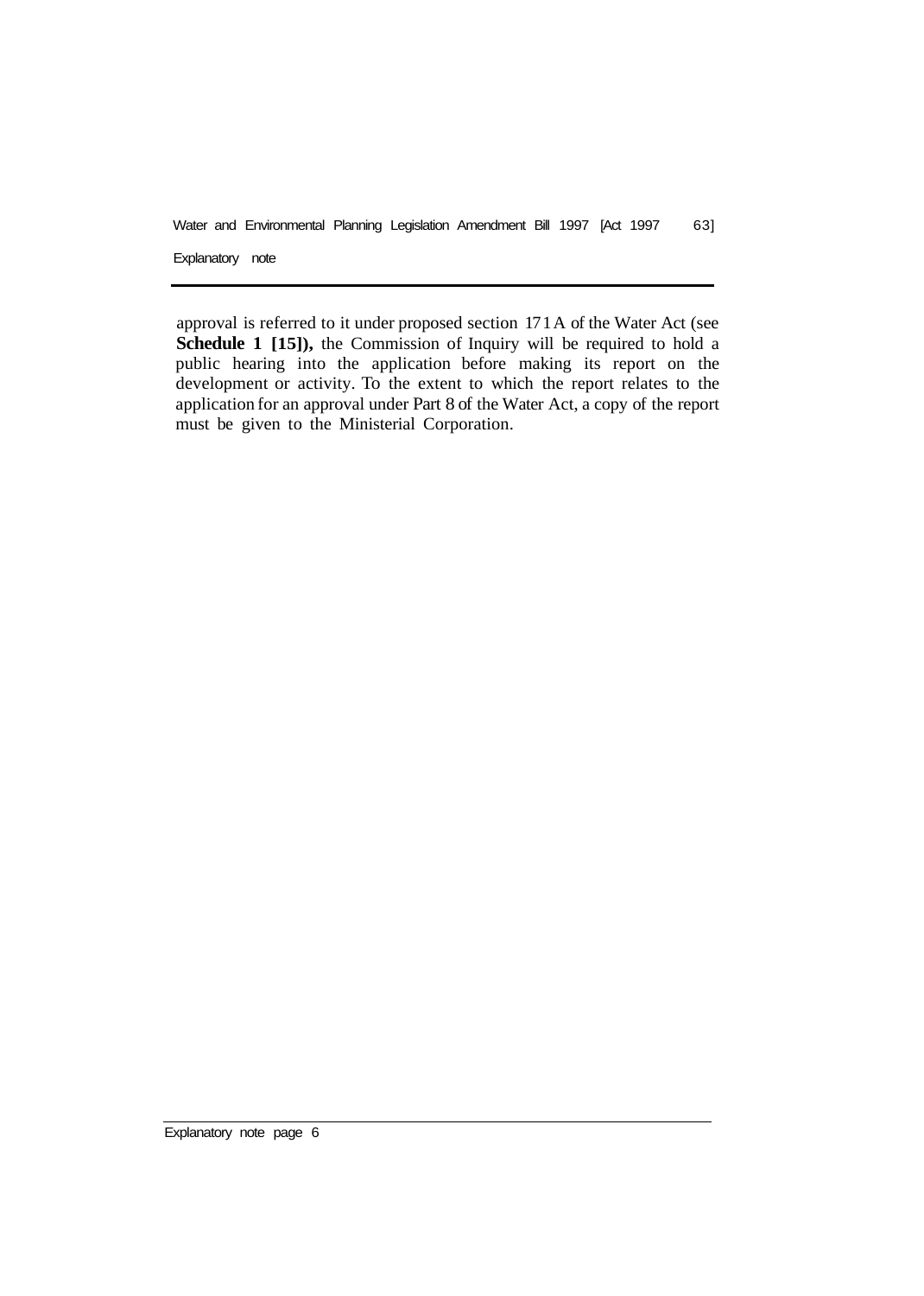approval is referred to it under proposed section 171A of the Water Act (see **Schedule 1 [15]),** the Commission of Inquiry will be required to hold a public hearing into the application before making its report on the development or activity. To the extent to which the report relates to the application for an approval under Part 8 of the Water Act, a copy of the report must be given to the Ministerial Corporation.